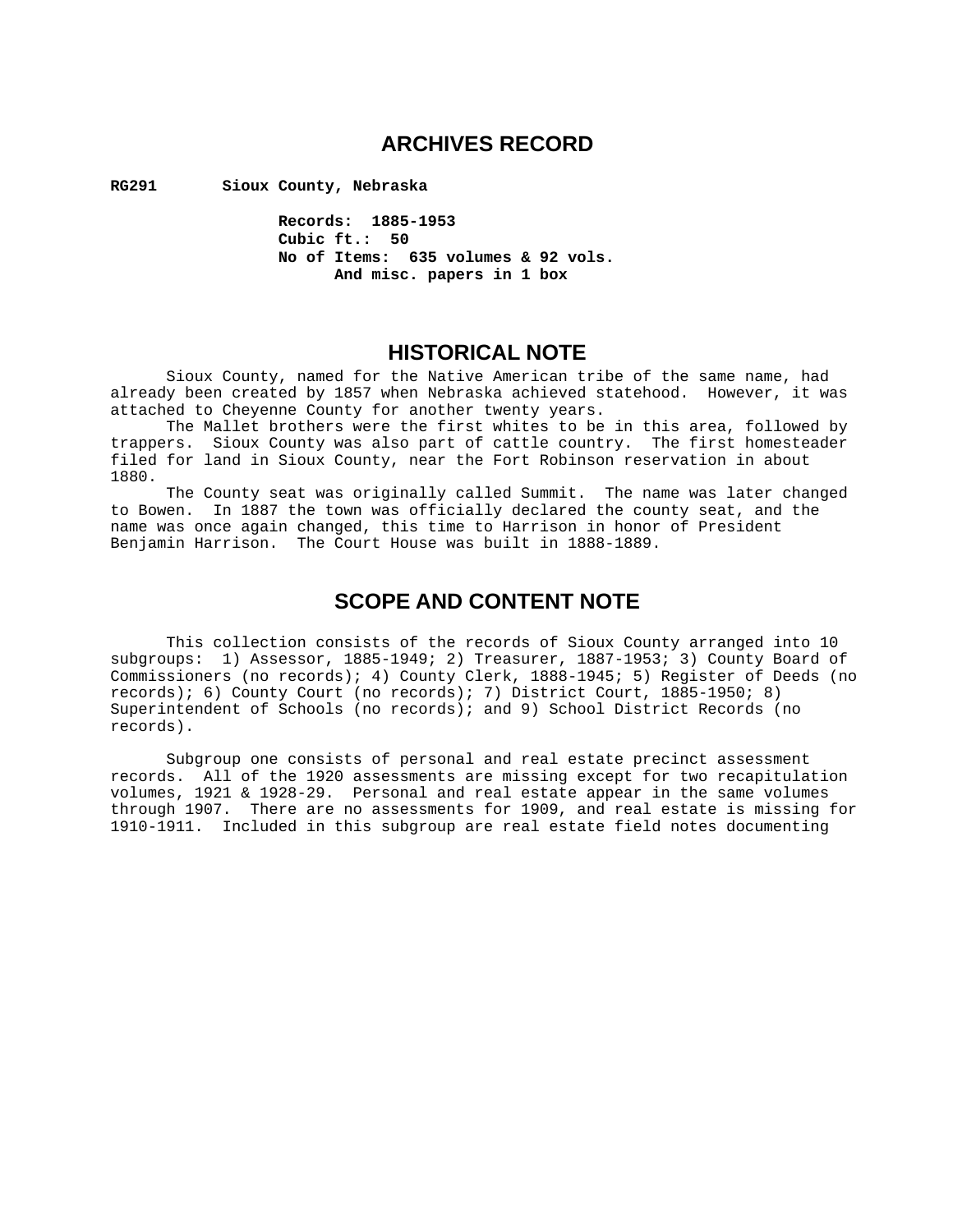# ARCHIVES RECORD

**RG291 Sioux County, Nebraska**

**Records: 1885-1953**
**Cubic ft.: 50**
**No of Items: 635 volumes & 92 vols.
And misc. papers in 1 box**

## HISTORICAL NOTE

Sioux County, named for the Native American tribe of the same name, had already been created by 1857 when Nebraska achieved statehood. However, it was attached to Cheyenne County for another twenty years.

The Mallet brothers were the first whites to be in this area, followed by trappers. Sioux County was also part of cattle country. The first homesteader filed for land in Sioux County, near the Fort Robinson reservation in about 1880.

The County seat was originally called Summit. The name was later changed to Bowen. In 1887 the town was officially declared the county seat, and the name was once again changed, this time to Harrison in honor of President Benjamin Harrison. The Court House was built in 1888-1889.

## SCOPE AND CONTENT NOTE

This collection consists of the records of Sioux County arranged into 10 subgroups: 1) Assessor, 1885-1949; 2) Treasurer, 1887-1953; 3) County Board of Commissioners (no records); 4) County Clerk, 1888-1945; 5) Register of Deeds (no records); 6) County Court (no records); 7) District Court, 1885-1950; 8) Superintendent of Schools (no records); and 9) School District Records (no records).

Subgroup one consists of personal and real estate precinct assessment records. All of the 1920 assessments are missing except for two recapitulation volumes, 1921 & 1928-29. Personal and real estate appear in the same volumes through 1907. There are no assessments for 1909, and real estate is missing for 1910-1911. Included in this subgroup are real estate field notes documenting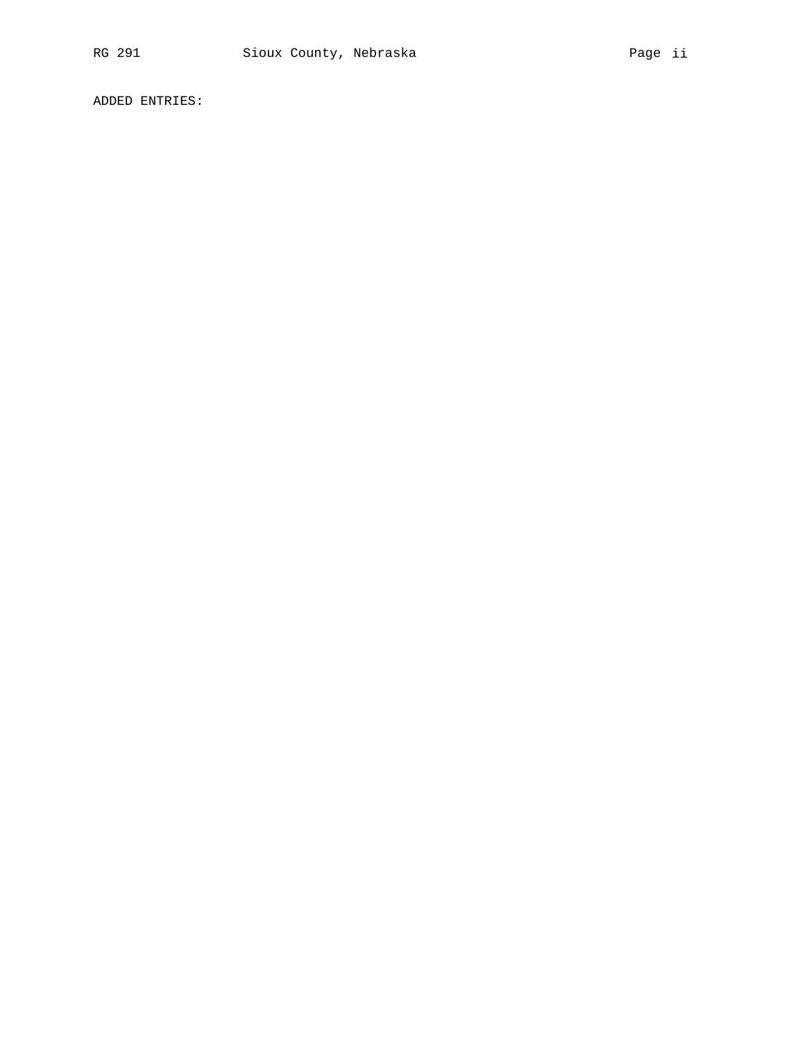ADDED ENTRIES: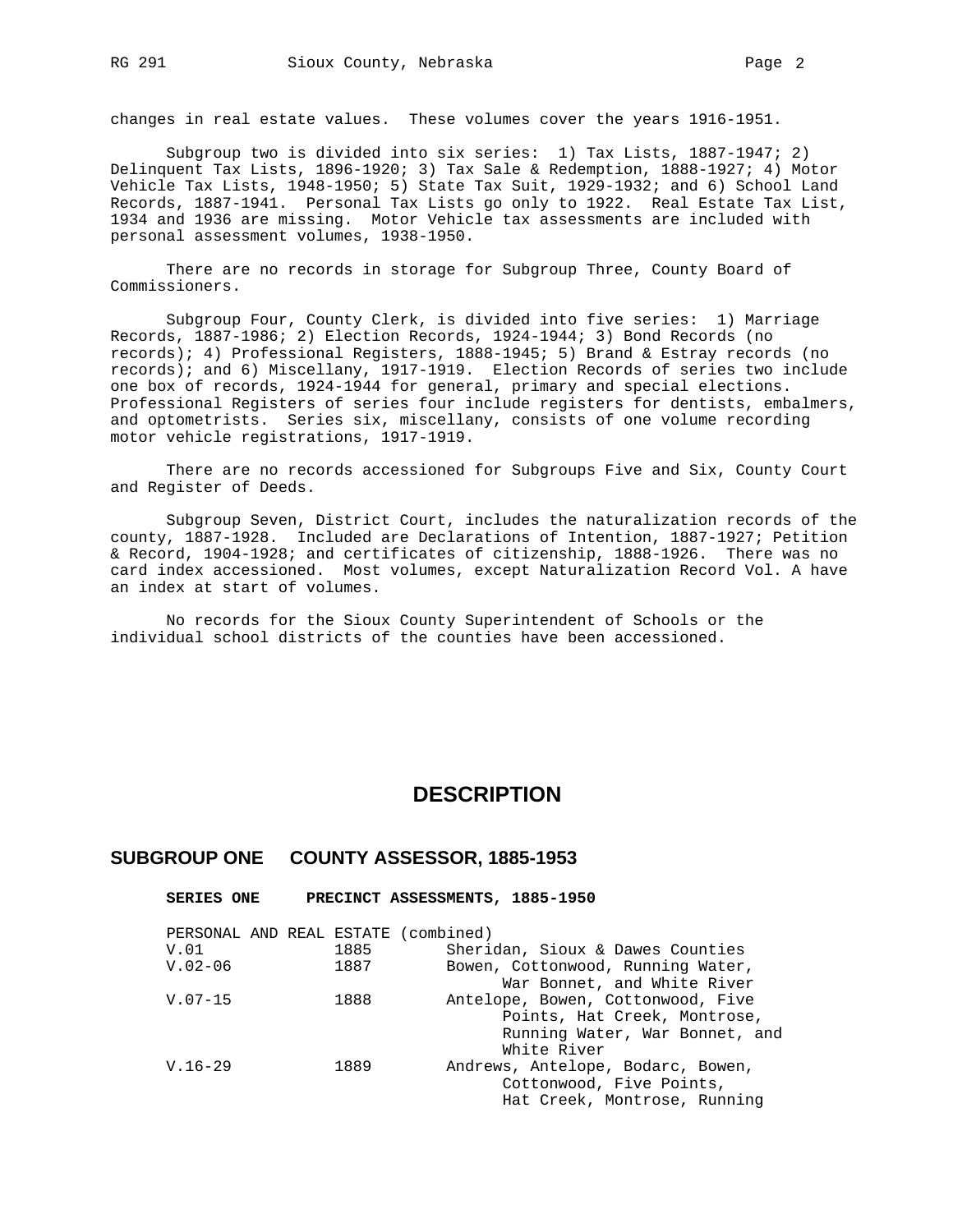changes in real estate values. These volumes cover the years 1916-1951.

Subgroup two is divided into six series: 1) Tax Lists, 1887-1947; 2) Delinquent Tax Lists, 1896-1920; 3) Tax Sale & Redemption, 1888-1927; 4) Motor Vehicle Tax Lists, 1948-1950; 5) State Tax Suit, 1929-1932; and 6) School Land Records, 1887-1941. Personal Tax Lists go only to 1922. Real Estate Tax List, 1934 and 1936 are missing. Motor Vehicle tax assessments are included with personal assessment volumes, 1938-1950.

There are no records in storage for Subgroup Three, County Board of Commissioners.

Subgroup Four, County Clerk, is divided into five series: 1) Marriage Records, 1887-1986; 2) Election Records, 1924-1944; 3) Bond Records (no records); 4) Professional Registers, 1888-1945; 5) Brand & Estray records (no records); and 6) Miscellany, 1917-1919. Election Records of series two include one box of records, 1924-1944 for general, primary and special elections. Professional Registers of series four include registers for dentists, embalmers, and optometrists. Series six, miscellany, consists of one volume recording motor vehicle registrations, 1917-1919.

There are no records accessioned for Subgroups Five and Six, County Court and Register of Deeds.

Subgroup Seven, District Court, includes the naturalization records of the county, 1887-1928. Included are Declarations of Intention, 1887-1927; Petition & Record, 1904-1928; and certificates of citizenship, 1888-1926. There was no card index accessioned. Most volumes, except Naturalization Record Vol. A have an index at start of volumes.

No records for the Sioux County Superintendent of Schools or the individual school districts of the counties have been accessioned.

# DESCRIPTION

## SUBGROUP ONE COUNTY ASSESSOR, 1885-1953

### SERIES ONE PRECINCT ASSESSMENTS, 1885-1950

PERSONAL AND REAL ESTATE (combined)

| | | |
|---|---|---|
| V.01 | 1885 | Sheridan, Sioux & Dawes Counties |
| V.02-06 | 1887 | Bowen, Cottonwood, Running Water, War Bonnet, and White River |
| V.07-15 | 1888 | Antelope, Bowen, Cottonwood, Five Points, Hat Creek, Montrose, Running Water, War Bonnet, and White River |
| V.16-29 | 1889 | Andrews, Antelope, Bodarc, Bowen, Cottonwood, Five Points, Hat Creek, Montrose, Running |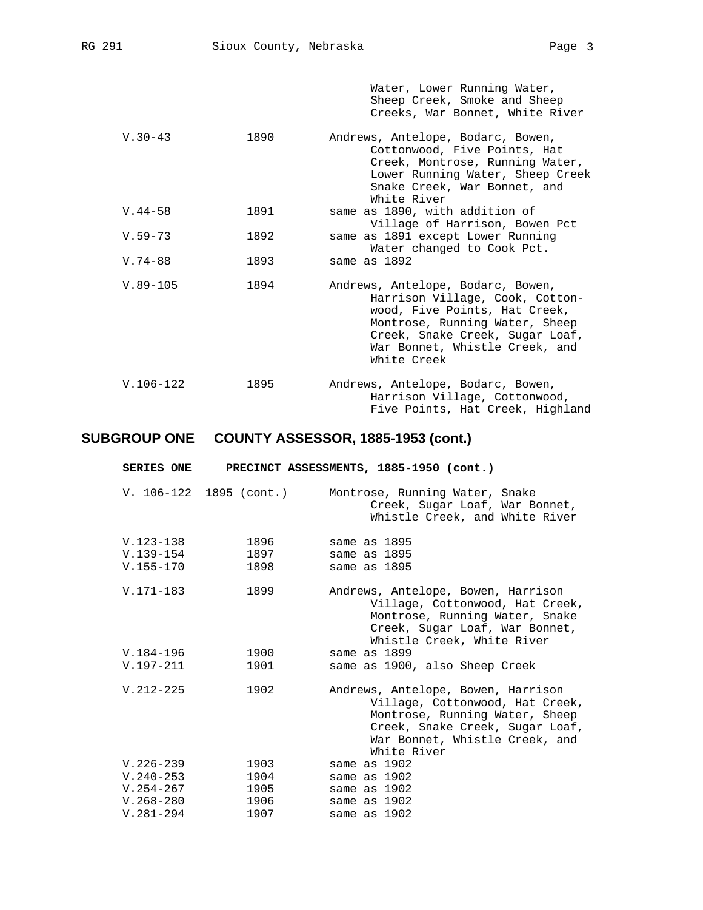| | | |
|---|---|---|
| | | Water, Lower Running Water, Sheep Creek, Smoke and Sheep Creeks, War Bonnet, White River |
| V.30-43 | 1890 | Andrews, Antelope, Bodarc, Bowen, Cottonwood, Five Points, Hat Creek, Montrose, Running Water, Lower Running Water, Sheep Creek Snake Creek, War Bonnet, and White River |
| V.44-58 | 1891 | same as 1890, with addition of Village of Harrison, Bowen Pct |
| V.59-73 | 1892 | same as 1891 except Lower Running Water changed to Cook Pct. |
| V.74-88 | 1893 | same as 1892 |
| V.89-105 | 1894 | Andrews, Antelope, Bodarc, Bowen, Harrison Village, Cook, Cottonwood, Five Points, Hat Creek, Montrose, Running Water, Sheep Creek, Snake Creek, Sugar Loaf, War Bonnet, Whistle Creek, and White Creek |
| V.106-122 | 1895 | Andrews, Antelope, Bodarc, Bowen, Harrison Village, Cottonwood, Five Points, Hat Creek, Highland |

## SUBGROUP ONE COUNTY ASSESSOR, 1885-1953 (cont.)

### SERIES ONE PRECINCT ASSESSMENTS, 1885-1950 (cont.)

| | | |
|---|---|---|
| V. 106-122 | 1895 (cont.) | Montrose, Running Water, Snake Creek, Sugar Loaf, War Bonnet, Whistle Creek, and White River |
| V.123-138 | 1896 | same as 1895 |
| V.139-154 | 1897 | same as 1895 |
| V.155-170 | 1898 | same as 1895 |
| V.171-183 | 1899 | Andrews, Antelope, Bowen, Harrison Village, Cottonwood, Hat Creek, Montrose, Running Water, Snake Creek, Sugar Loaf, War Bonnet, Whistle Creek, White River |
| V.184-196 | 1900 | same as 1899 |
| V.197-211 | 1901 | same as 1900, also Sheep Creek |
| V.212-225 | 1902 | Andrews, Antelope, Bowen, Harrison Village, Cottonwood, Hat Creek, Montrose, Running Water, Sheep Creek, Snake Creek, Sugar Loaf, War Bonnet, Whistle Creek, and White River |
| V.226-239 | 1903 | same as 1902 |
| V.240-253 | 1904 | same as 1902 |
| V.254-267 | 1905 | same as 1902 |
| V.268-280 | 1906 | same as 1902 |
| V.281-294 | 1907 | same as 1902 |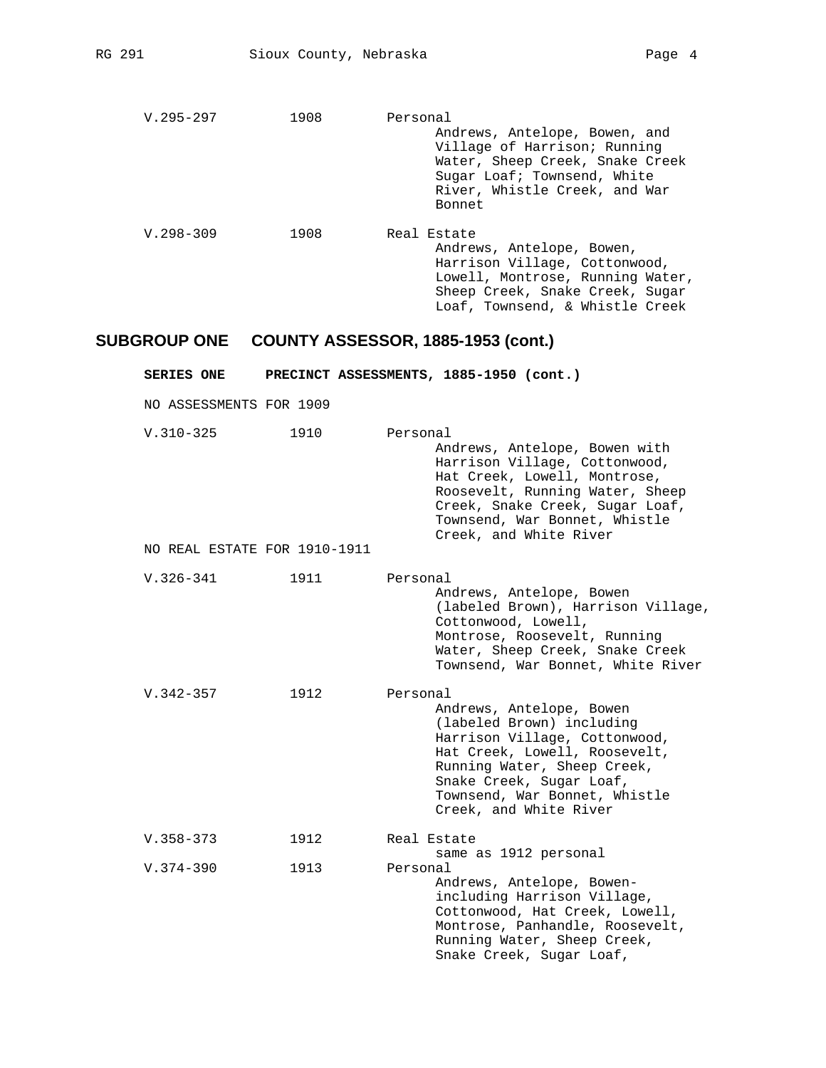| | | |
|---|---|---|
| V.295-297 | 1908 | Personal<br>Andrews, Antelope, Bowen, and Village of Harrison; Running Water, Sheep Creek, Snake Creek Sugar Loaf; Townsend, White River, Whistle Creek, and War Bonnet |
| V.298-309 | 1908 | Real Estate<br>Andrews, Antelope, Bowen, Harrison Village, Cottonwood, Lowell, Montrose, Running Water, Sheep Creek, Snake Creek, Sugar Loaf, Townsend, & Whistle Creek |

## SUBGROUP ONE COUNTY ASSESSOR, 1885-1953 (cont.)

### SERIES ONE PRECINCT ASSESSMENTS, 1885-1950 (cont.)

NO ASSESSMENTS FOR 1909

| | | |
|---|---|---|
| V.310-325 | 1910 | Personal<br>Andrews, Antelope, Bowen with Harrison Village, Cottonwood, Hat Creek, Lowell, Montrose, Roosevelt, Running Water, Sheep Creek, Snake Creek, Sugar Loaf, Townsend, War Bonnet, Whistle Creek, and White River |

NO REAL ESTATE FOR 1910-1911

| | | |
|---|---|---|
| V.326-341 | 1911 | Personal<br>Andrews, Antelope, Bowen (labeled Brown), Harrison Village, Cottonwood, Lowell, Montrose, Roosevelt, Running Water, Sheep Creek, Snake Creek Townsend, War Bonnet, White River |
| V.342-357 | 1912 | Personal<br>Andrews, Antelope, Bowen (labeled Brown) including Harrison Village, Cottonwood, Hat Creek, Lowell, Roosevelt, Running Water, Sheep Creek, Snake Creek, Sugar Loaf, Townsend, War Bonnet, Whistle Creek, and White River |
| V.358-373 | 1912 | Real Estate<br>same as 1912 personal |
| V.374-390 | 1913 | Personal<br>Andrews, Antelope, Bowen- including Harrison Village, Cottonwood, Hat Creek, Lowell, Montrose, Panhandle, Roosevelt, Running Water, Sheep Creek, Snake Creek, Sugar Loaf, |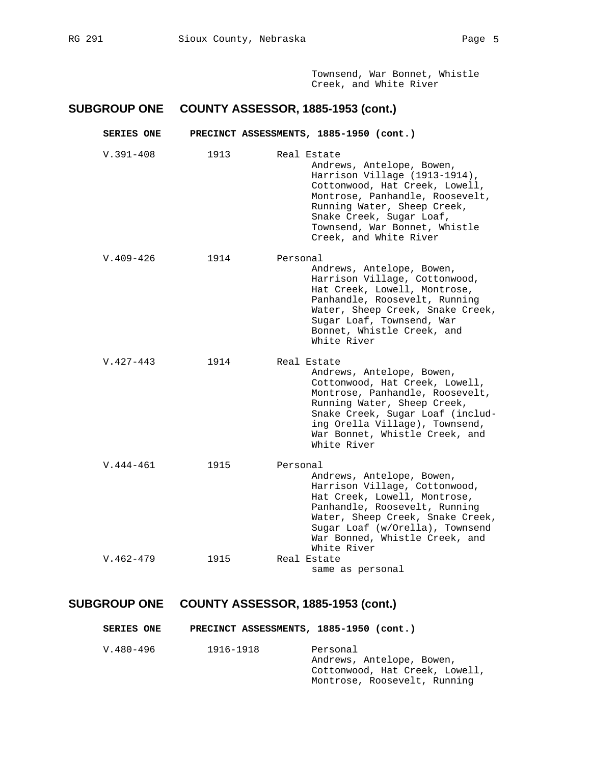Townsend, War Bonnet, Whistle Creek, and White River

## SUBGROUP ONE COUNTY ASSESSOR, 1885-1953 (cont.)

### SERIES ONE PRECINCT ASSESSMENTS, 1885-1950 (cont.)

| | | |
|---|---|---|
| V.391-408 | 1913 | Real Estate<br>Andrews, Antelope, Bowen, Harrison Village (1913-1914), Cottonwood, Hat Creek, Lowell, Montrose, Panhandle, Roosevelt, Running Water, Sheep Creek, Snake Creek, Sugar Loaf, Townsend, War Bonnet, Whistle Creek, and White River |
| V.409-426 | 1914 | Personal<br>Andrews, Antelope, Bowen, Harrison Village, Cottonwood, Hat Creek, Lowell, Montrose, Panhandle, Roosevelt, Running Water, Sheep Creek, Snake Creek, Sugar Loaf, Townsend, War Bonnet, Whistle Creek, and White River |
| V.427-443 | 1914 | Real Estate<br>Andrews, Antelope, Bowen, Cottonwood, Hat Creek, Lowell, Montrose, Panhandle, Roosevelt, Running Water, Sheep Creek, Snake Creek, Sugar Loaf (including Orella Village), Townsend, War Bonnet, Whistle Creek, and White River |
| V.444-461 | 1915 | Personal<br>Andrews, Antelope, Bowen, Harrison Village, Cottonwood, Hat Creek, Lowell, Montrose, Panhandle, Roosevelt, Running Water, Sheep Creek, Snake Creek, Sugar Loaf (w/Orella), Townsend War Bonned, Whistle Creek, and White River |
| V.462-479 | 1915 | Real Estate<br>same as personal |

## SUBGROUP ONE COUNTY ASSESSOR, 1885-1953 (cont.)

### SERIES ONE PRECINCT ASSESSMENTS, 1885-1950 (cont.)

| | | |
|---|---|---|
| V.480-496 | 1916-1918 | Personal<br>Andrews, Antelope, Bowen, Cottonwood, Hat Creek, Lowell, Montrose, Roosevelt, Running |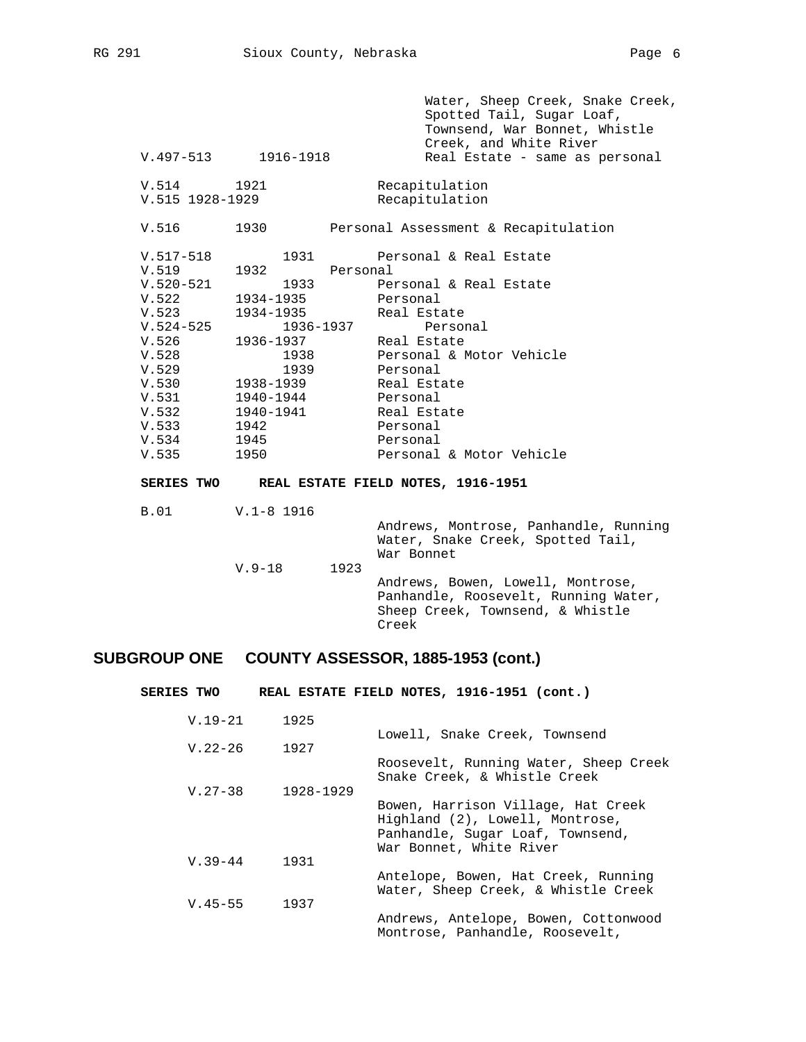| | | |
|---|---|---|
| | | Water, Sheep Creek, Snake Creek, Spotted Tail, Sugar Loaf, Townsend, War Bonnet, Whistle Creek, and White River |
| V.497-513 | 1916-1918 | Real Estate - same as personal |
| V.514 | 1921 | Recapitulation |
| V.515 | 1928-1929 | Recapitulation |
| V.516 | 1930 | Personal Assessment & Recapitulation |
| V.517-518 | 1931 | Personal & Real Estate |
| V.519 | 1932 | Personal |
| V.520-521 | 1933 | Personal & Real Estate |
| V.522 | 1934-1935 | Personal |
| V.523 | 1934-1935 | Real Estate |
| V.524-525 | 1936-1937 | Personal |
| V.526 | 1936-1937 | Real Estate |
| V.528 | 1938 | Personal & Motor Vehicle |
| V.529 | 1939 | Personal |
| V.530 | 1938-1939 | Real Estate |
| V.531 | 1940-1944 | Personal |
| V.532 | 1940-1941 | Real Estate |
| V.533 | 1942 | Personal |
| V.534 | 1945 | Personal |
| V.535 | 1950 | Personal & Motor Vehicle |

**SERIES TWO REAL ESTATE FIELD NOTES, 1916-1951**

| | | | |
|---|---|---|---|
| B.01 | V.1-8 | 1916 | Andrews, Montrose, Panhandle, Running Water, Snake Creek, Spotted Tail, War Bonnet |
| | V.9-18 | 1923 | Andrews, Bowen, Lowell, Montrose, Panhandle, Roosevelt, Running Water, Sheep Creek, Townsend, & Whistle Creek |

## SUBGROUP ONE COUNTY ASSESSOR, 1885-1953 (cont.)

**SERIES TWO REAL ESTATE FIELD NOTES, 1916-1951 (cont.)**

| | | |
|---|---|---|
| V.19-21 | 1925 | Lowell, Snake Creek, Townsend |
| V.22-26 | 1927 | Roosevelt, Running Water, Sheep Creek Snake Creek, & Whistle Creek |
| V.27-38 | 1928-1929 | Bowen, Harrison Village, Hat Creek Highland (2), Lowell, Montrose, Panhandle, Sugar Loaf, Townsend, War Bonnet, White River |
| V.39-44 | 1931 | Antelope, Bowen, Hat Creek, Running Water, Sheep Creek, & Whistle Creek |
| V.45-55 | 1937 | Andrews, Antelope, Bowen, Cottonwood Montrose, Panhandle, Roosevelt, |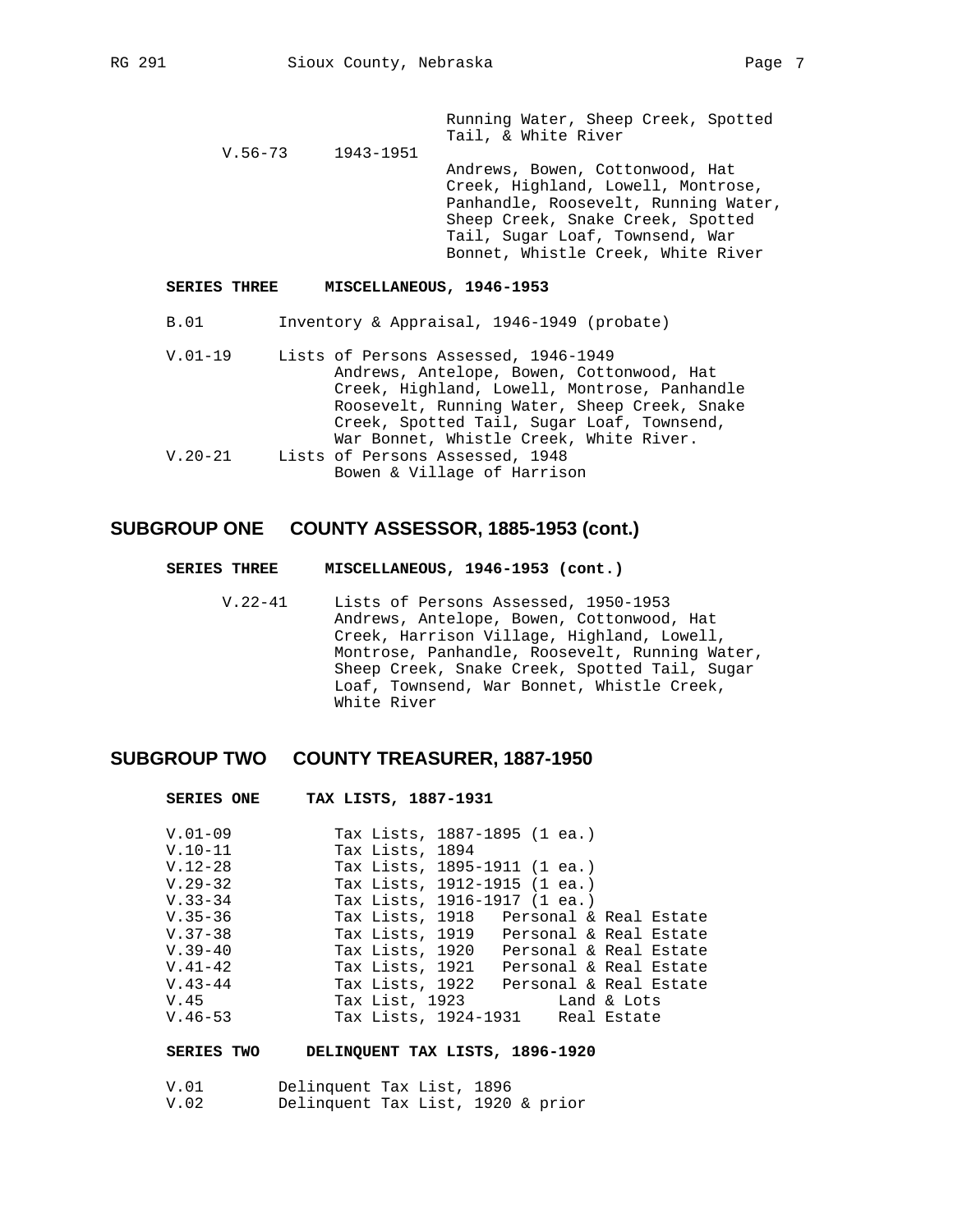Running Water, Sheep Creek, Spotted Tail, & White River

V.56-73     1943-1951     Andrews, Bowen, Cottonwood, Hat Creek, Highland, Lowell, Montrose, Panhandle, Roosevelt, Running Water, Sheep Creek, Snake Creek, Spotted Tail, Sugar Loaf, Townsend, War Bonnet, Whistle Creek, White River

**SERIES THREE     MISCELLANEOUS, 1946-1953**

B.01     Inventory & Appraisal, 1946-1949 (probate)

V.01-19     Lists of Persons Assessed, 1946-1949
Andrews, Antelope, Bowen, Cottonwood, Hat Creek, Highland, Lowell, Montrose, Panhandle Roosevelt, Running Water, Sheep Creek, Snake Creek, Spotted Tail, Sugar Loaf, Townsend, War Bonnet, Whistle Creek, White River.

V.20-21     Lists of Persons Assessed, 1948
Bowen & Village of Harrison

## SUBGROUP ONE     COUNTY ASSESSOR, 1885-1953 (cont.)

**SERIES THREE     MISCELLANEOUS, 1946-1953 (cont.)**

V.22-41     Lists of Persons Assessed, 1950-1953
Andrews, Antelope, Bowen, Cottonwood, Hat Creek, Harrison Village, Highland, Lowell, Montrose, Panhandle, Roosevelt, Running Water, Sheep Creek, Snake Creek, Spotted Tail, Sugar Loaf, Townsend, War Bonnet, Whistle Creek, White River

## SUBGROUP TWO     COUNTY TREASURER, 1887-1950

**SERIES ONE     TAX LISTS, 1887-1931**

| | | |
|---|---|---|
| V.01-09 | Tax Lists, 1887-1895 (1 ea.) | |
| V.10-11 | Tax Lists, 1894 | |
| V.12-28 | Tax Lists, 1895-1911 (1 ea.) | |
| V.29-32 | Tax Lists, 1912-1915 (1 ea.) | |
| V.33-34 | Tax Lists, 1916-1917 (1 ea.) | |
| V.35-36 | Tax Lists, 1918 | Personal & Real Estate |
| V.37-38 | Tax Lists, 1919 | Personal & Real Estate |
| V.39-40 | Tax Lists, 1920 | Personal & Real Estate |
| V.41-42 | Tax Lists, 1921 | Personal & Real Estate |
| V.43-44 | Tax Lists, 1922 | Personal & Real Estate |
| V.45 | Tax List, 1923 | Land & Lots |
| V.46-53 | Tax Lists, 1924-1931 | Real Estate |

**SERIES TWO     DELINQUENT TAX LISTS, 1896-1920**

V.01     Delinquent Tax List, 1896
V.02     Delinquent Tax List, 1920 & prior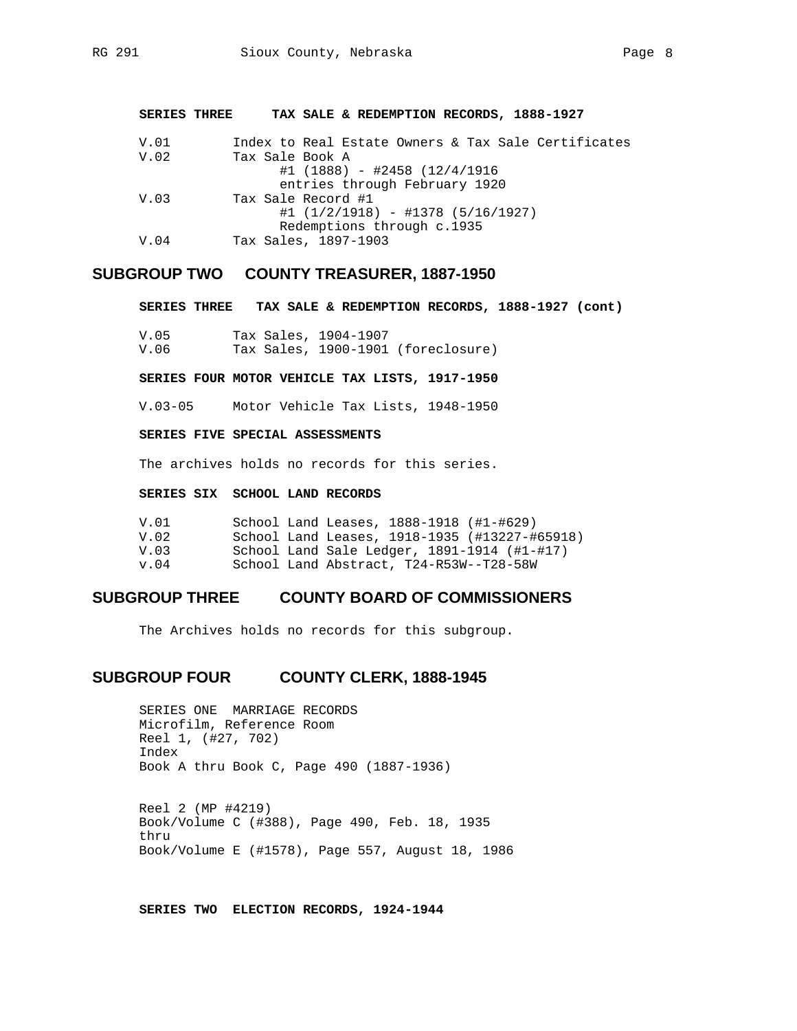**SERIES THREE TAX SALE & REDEMPTION RECORDS, 1888-1927**

| | |
|---|---|
| V.01 | Index to Real Estate Owners & Tax Sale Certificates |
| V.02 | Tax Sale Book A<br>#1 (1888) - #2458 (12/4/1916<br>entries through February 1920 |
| V.03 | Tax Sale Record #1<br>#1 (1/2/1918) - #1378 (5/16/1927)<br>Redemptions through c.1935 |
| V.04 | Tax Sales, 1897-1903 |

## SUBGROUP TWO COUNTY TREASURER, 1887-1950

**SERIES THREE TAX SALE & REDEMPTION RECORDS, 1888-1927 (cont)**

| | |
|---|---|
| V.05 | Tax Sales, 1904-1907 |
| V.06 | Tax Sales, 1900-1901 (foreclosure) |

**SERIES FOUR MOTOR VEHICLE TAX LISTS, 1917-1950**

| | |
|---|---|
| V.03-05 | Motor Vehicle Tax Lists, 1948-1950 |

**SERIES FIVE SPECIAL ASSESSMENTS**

The archives holds no records for this series.

**SERIES SIX SCHOOL LAND RECORDS**

| | |
|---|---|
| V.01 | School Land Leases, 1888-1918 (#1-#629) |
| V.02 | School Land Leases, 1918-1935 (#13227-#65918) |
| V.03 | School Land Sale Ledger, 1891-1914 (#1-#17) |
| v.04 | School Land Abstract, T24-R53W--T28-58W |

## SUBGROUP THREE COUNTY BOARD OF COMMISSIONERS

The Archives holds no records for this subgroup.

## SUBGROUP FOUR COUNTY CLERK, 1888-1945

SERIES ONE MARRIAGE RECORDS
Microfilm, Reference Room
Reel 1, (#27, 702)
Index
Book A thru Book C, Page 490 (1887-1936)

Reel 2 (MP #4219)
Book/Volume C (#388), Page 490, Feb. 18, 1935
thru
Book/Volume E (#1578), Page 557, August 18, 1986

**SERIES TWO ELECTION RECORDS, 1924-1944**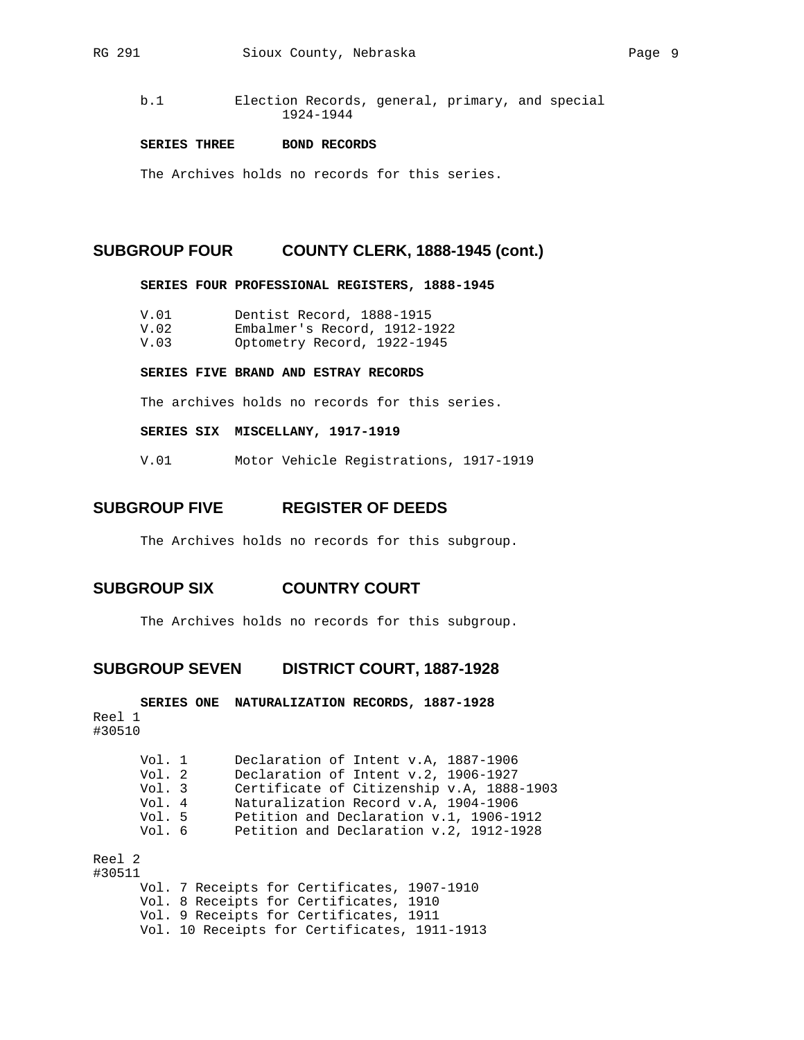b.1 Election Records, general, primary, and special 1924-1944

**SERIES THREE BOND RECORDS**

The Archives holds no records for this series.

## SUBGROUP FOUR COUNTY CLERK, 1888-1945 (cont.)

**SERIES FOUR PROFESSIONAL REGISTERS, 1888-1945**

V.01 Dentist Record, 1888-1915
V.02 Embalmer's Record, 1912-1922
V.03 Optometry Record, 1922-1945

**SERIES FIVE BRAND AND ESTRAY RECORDS**

The archives holds no records for this series.

**SERIES SIX MISCELLANY, 1917-1919**

V.01 Motor Vehicle Registrations, 1917-1919

## SUBGROUP FIVE REGISTER OF DEEDS

The Archives holds no records for this subgroup.

## SUBGROUP SIX COUNTRY COURT

The Archives holds no records for this subgroup.

## SUBGROUP SEVEN DISTRICT COURT, 1887-1928

**SERIES ONE NATURALIZATION RECORDS, 1887-1928**

Reel 1
#30510

Vol. 1 Declaration of Intent v.A, 1887-1906
Vol. 2 Declaration of Intent v.2, 1906-1927
Vol. 3 Certificate of Citizenship v.A, 1888-1903
Vol. 4 Naturalization Record v.A, 1904-1906
Vol. 5 Petition and Declaration v.1, 1906-1912
Vol. 6 Petition and Declaration v.2, 1912-1928

Reel 2
#30511

Vol. 7 Receipts for Certificates, 1907-1910
Vol. 8 Receipts for Certificates, 1910
Vol. 9 Receipts for Certificates, 1911
Vol. 10 Receipts for Certificates, 1911-1913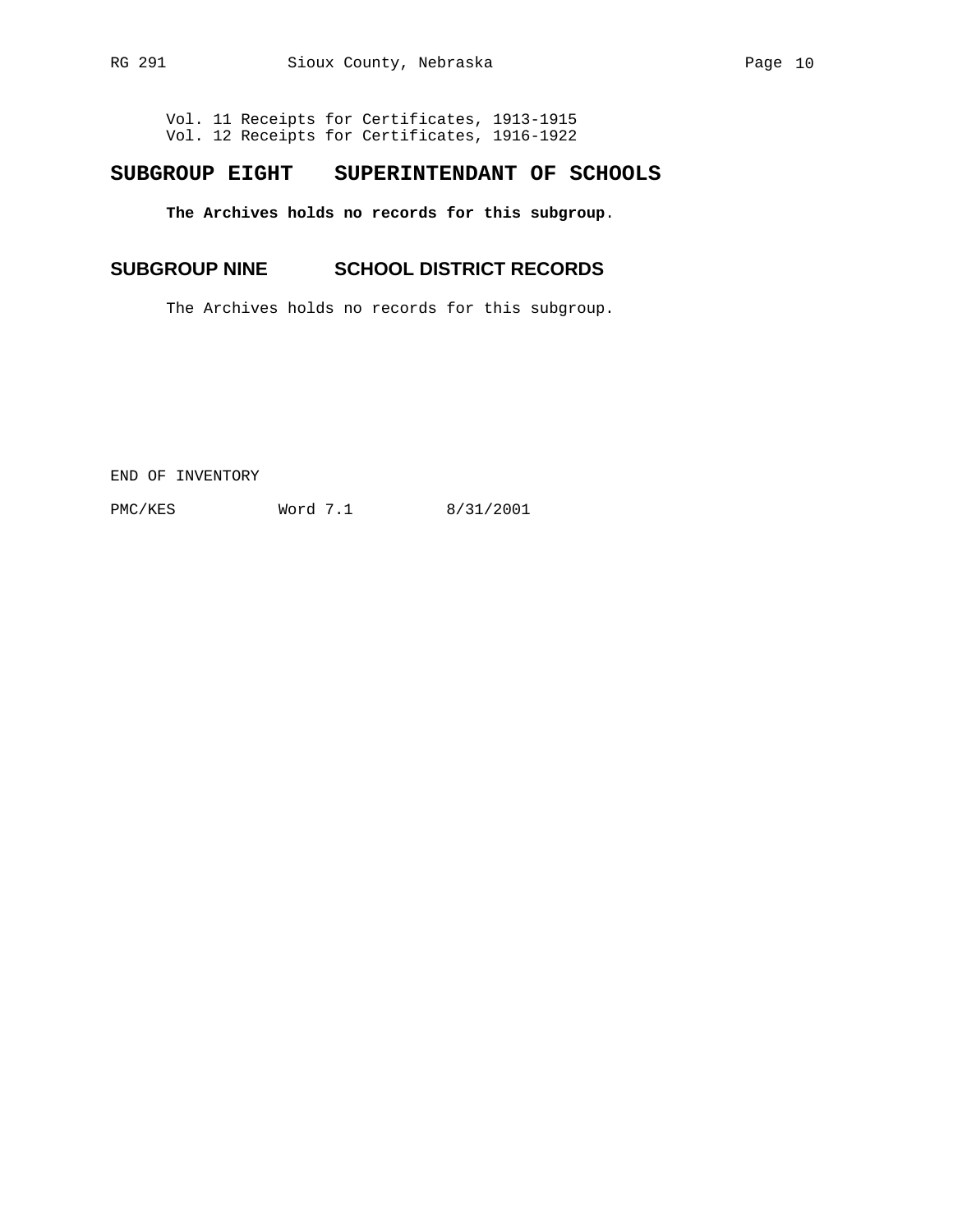Vol. 11 Receipts for Certificates, 1913-1915
Vol. 12 Receipts for Certificates, 1916-1922

## SUBGROUP EIGHT SUPERINTENDANT OF SCHOOLS

**The Archives holds no records for this subgroup**.

## SUBGROUP NINE SCHOOL DISTRICT RECORDS

The Archives holds no records for this subgroup.

END OF INVENTORY

PMC/KES Word 7.1 8/31/2001